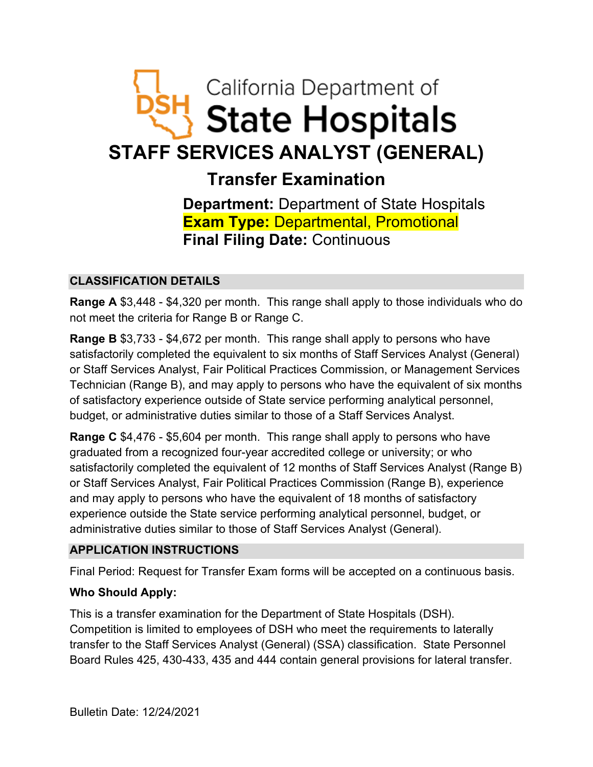California Department of
# State Hospitals

# STAFF SERVICES ANALYST (GENERAL)

## Transfer Examination

**Department:** Department of State Hospitals
**Exam Type:** Departmental, Promotional
**Final Filing Date:** Continuous

## CLASSIFICATION DETAILS

**Range A** $3,448 - $4,320 per month. This range shall apply to those individuals who do not meet the criteria for Range B or Range C.

**Range B** $3,733 - $4,672 per month. This range shall apply to persons who have satisfactorily completed the equivalent to six months of Staff Services Analyst (General) or Staff Services Analyst, Fair Political Practices Commission, or Management Services Technician (Range B), and may apply to persons who have the equivalent of six months of satisfactory experience outside of State service performing analytical personnel, budget, or administrative duties similar to those of a Staff Services Analyst.

**Range C** $4,476 - $5,604 per month. This range shall apply to persons who have graduated from a recognized four-year accredited college or university; or who satisfactorily completed the equivalent of 12 months of Staff Services Analyst (Range B) or Staff Services Analyst, Fair Political Practices Commission (Range B), experience and may apply to persons who have the equivalent of 18 months of satisfactory experience outside the State service performing analytical personnel, budget, or administrative duties similar to those of Staff Services Analyst (General).

## APPLICATION INSTRUCTIONS

Final Period: Request for Transfer Exam forms will be accepted on a continuous basis.

**Who Should Apply:**

This is a transfer examination for the Department of State Hospitals (DSH). Competition is limited to employees of DSH who meet the requirements to laterally transfer to the Staff Services Analyst (General) (SSA) classification. State Personnel Board Rules 425, 430-433, 435 and 444 contain general provisions for lateral transfer.

Bulletin Date: 12/24/2021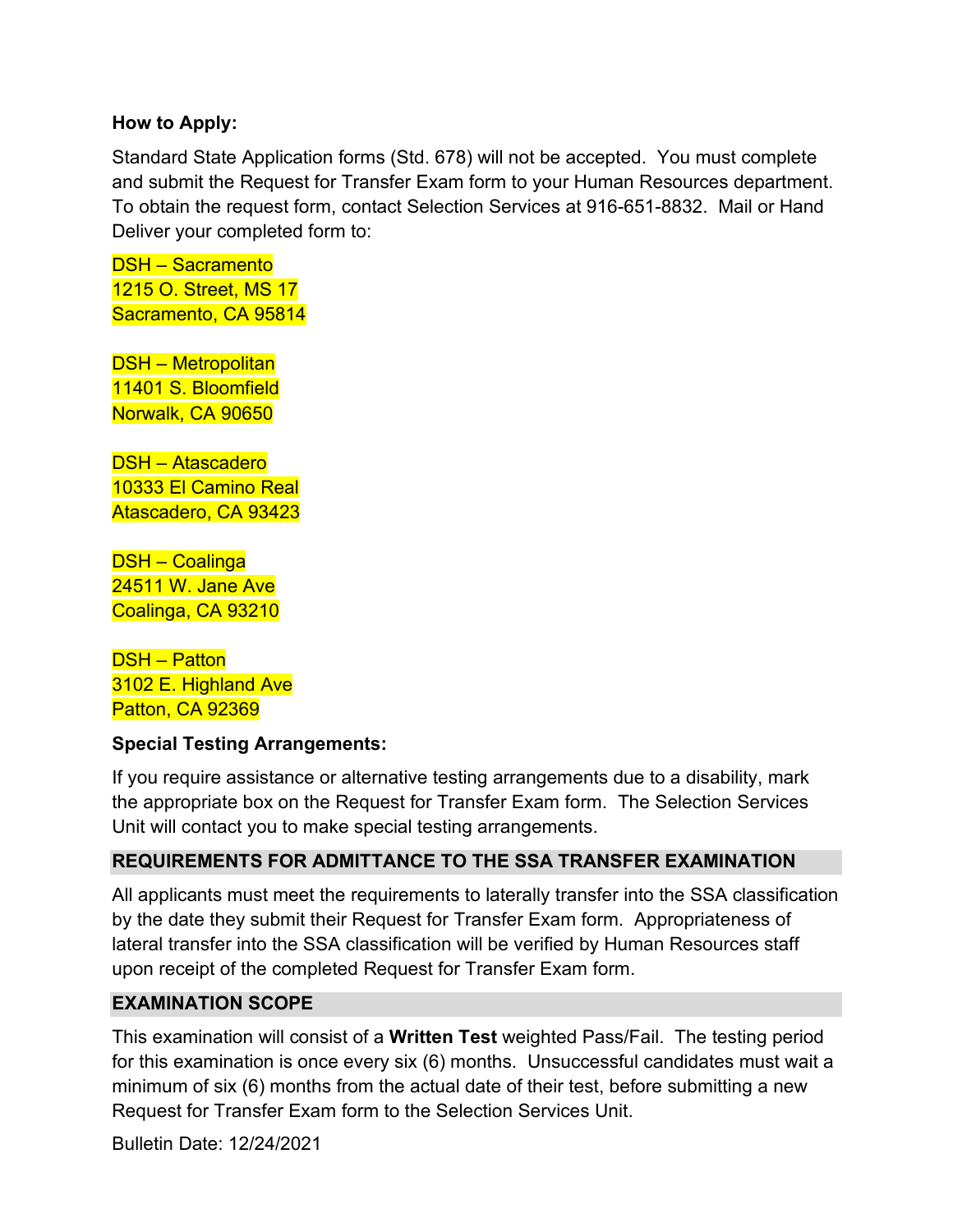**How to Apply:**

Standard State Application forms (Std. 678) will not be accepted. You must complete and submit the Request for Transfer Exam form to your Human Resources department. To obtain the request form, contact Selection Services at 916-651-8832. Mail or Hand Deliver your completed form to:

DSH – Sacramento
1215 O. Street, MS 17
Sacramento, CA 95814

DSH – Metropolitan
11401 S. Bloomfield
Norwalk, CA 90650

DSH – Atascadero
10333 El Camino Real
Atascadero, CA 93423

DSH – Coalinga
24511 W. Jane Ave
Coalinga, CA 93210

DSH – Patton
3102 E. Highland Ave
Patton, CA 92369

**Special Testing Arrangements:**

If you require assistance or alternative testing arrangements due to a disability, mark the appropriate box on the Request for Transfer Exam form. The Selection Services Unit will contact you to make special testing arrangements.

## REQUIREMENTS FOR ADMITTANCE TO THE SSA TRANSFER EXAMINATION

All applicants must meet the requirements to laterally transfer into the SSA classification by the date they submit their Request for Transfer Exam form. Appropriateness of lateral transfer into the SSA classification will be verified by Human Resources staff upon receipt of the completed Request for Transfer Exam form.

## EXAMINATION SCOPE

This examination will consist of a **Written Test** weighted Pass/Fail. The testing period for this examination is once every six (6) months. Unsuccessful candidates must wait a minimum of six (6) months from the actual date of their test, before submitting a new Request for Transfer Exam form to the Selection Services Unit.

Bulletin Date: 12/24/2021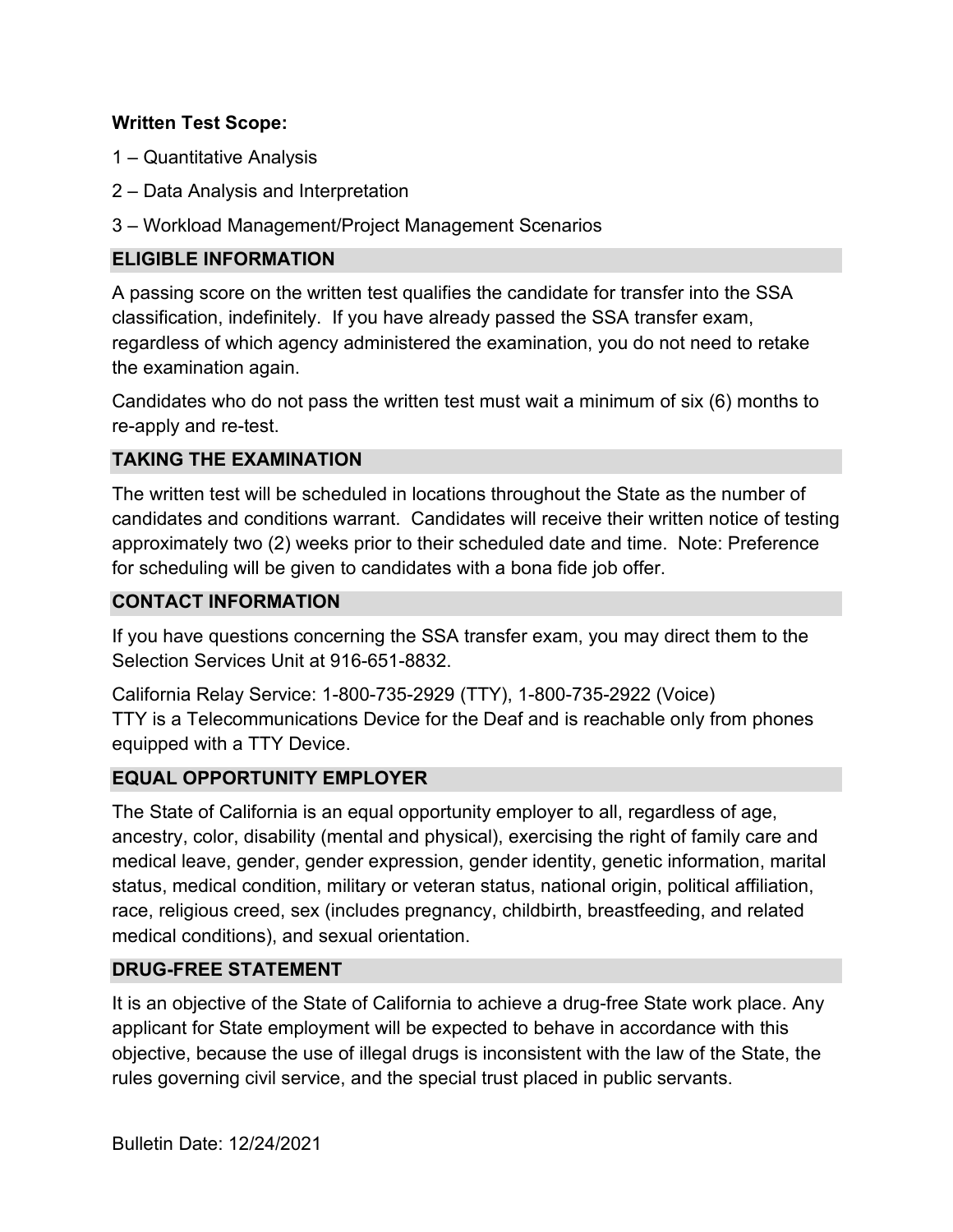**Written Test Scope:**

1 – Quantitative Analysis

2 – Data Analysis and Interpretation

3 – Workload Management/Project Management Scenarios

## ELIGIBLE INFORMATION

A passing score on the written test qualifies the candidate for transfer into the SSA classification, indefinitely. If you have already passed the SSA transfer exam, regardless of which agency administered the examination, you do not need to retake the examination again.

Candidates who do not pass the written test must wait a minimum of six (6) months to re-apply and re-test.

## TAKING THE EXAMINATION

The written test will be scheduled in locations throughout the State as the number of candidates and conditions warrant. Candidates will receive their written notice of testing approximately two (2) weeks prior to their scheduled date and time. Note: Preference for scheduling will be given to candidates with a bona fide job offer.

## CONTACT INFORMATION

If you have questions concerning the SSA transfer exam, you may direct them to the Selection Services Unit at 916-651-8832.

California Relay Service: 1-800-735-2929 (TTY), 1-800-735-2922 (Voice)
TTY is a Telecommunications Device for the Deaf and is reachable only from phones equipped with a TTY Device.

## EQUAL OPPORTUNITY EMPLOYER

The State of California is an equal opportunity employer to all, regardless of age, ancestry, color, disability (mental and physical), exercising the right of family care and medical leave, gender, gender expression, gender identity, genetic information, marital status, medical condition, military or veteran status, national origin, political affiliation, race, religious creed, sex (includes pregnancy, childbirth, breastfeeding, and related medical conditions), and sexual orientation.

## DRUG-FREE STATEMENT

It is an objective of the State of California to achieve a drug-free State work place. Any applicant for State employment will be expected to behave in accordance with this objective, because the use of illegal drugs is inconsistent with the law of the State, the rules governing civil service, and the special trust placed in public servants.

Bulletin Date: 12/24/2021